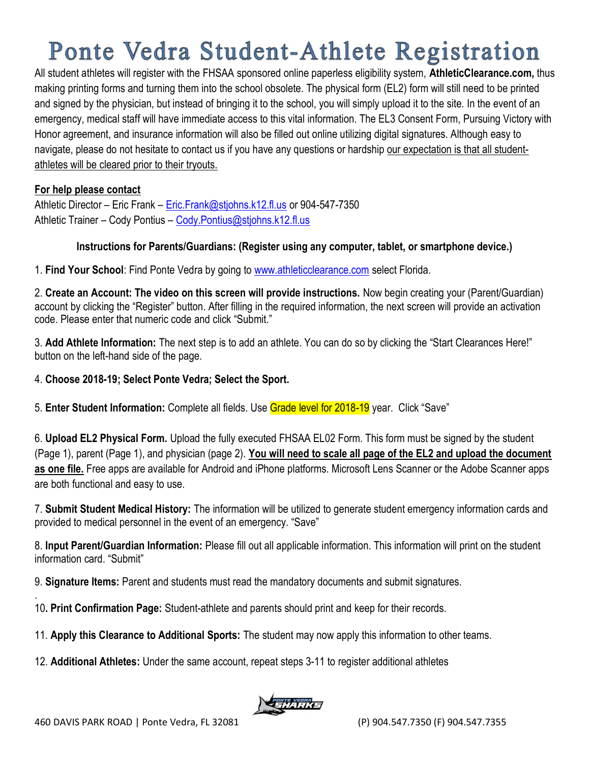# Ponte Vedra Student-Athlete Registration

All student athletes will register with the FHSAA sponsored online paperless eligibility system, **AthleticClearance.com,** thus making printing forms and turning them into the school obsolete. The physical form (EL2) form will still need to be printed and signed by the physician, but instead of bringing it to the school, you will simply upload it to the site. In the event of an emergency, medical staff will have immediate access to this vital information. The EL3 Consent Form, Pursuing Victory with Honor agreement, and insurance information will also be filled out online utilizing digital signatures. Although easy to navigate, please do not hesitate to contact us if you have any questions or hardship our expectation is that all student-athletes will be cleared prior to their tryouts.

**For help please contact**

Athletic Director – Eric Frank – Eric.Frank@stjohns.k12.fl.us or 904-547-7350
Athletic Trainer – Cody Pontius – Cody.Pontius@stjohns.k12.fl.us

**Instructions for Parents/Guardians: (Register using any computer, tablet, or smartphone device.)**

1. **Find Your School**: Find Ponte Vedra by going to www.athleticclearance.com select Florida.

2. **Create an Account: The video on this screen will provide instructions.** Now begin creating your (Parent/Guardian) account by clicking the "Register" button. After filling in the required information, the next screen will provide an activation code. Please enter that numeric code and click "Submit."

3. **Add Athlete Information:** The next step is to add an athlete. You can do so by clicking the "Start Clearances Here!" button on the left-hand side of the page.

4. **Choose 2018-19; Select Ponte Vedra; Select the Sport.**

5. **Enter Student Information:** Complete all fields. Use Grade level for 2018-19 year. Click "Save"

6. **Upload EL2 Physical Form.** Upload the fully executed FHSAA EL02 Form. This form must be signed by the student (Page 1), parent (Page 1), and physician (page 2). **You will need to scale all page of the EL2 and upload the document as one file.** Free apps are available for Android and iPhone platforms. Microsoft Lens Scanner or the Adobe Scanner apps are both functional and easy to use.

7. **Submit Student Medical History:** The information will be utilized to generate student emergency information cards and provided to medical personnel in the event of an emergency. "Save"

8. **Input Parent/Guardian Information:** Please fill out all applicable information. This information will print on the student information card. "Submit"

9. **Signature Items:** Parent and students must read the mandatory documents and submit signatures.

10. **Print Confirmation Page:** Student-athlete and parents should print and keep for their records.

11. **Apply this Clearance to Additional Sports:** The student may now apply this information to other teams.

12. **Additional Athletes:** Under the same account, repeat steps 3-11 to register additional athletes

460 DAVIS PARK ROAD | Ponte Vedra, FL 32081 (P) 904.547.7350 (F) 904.547.7355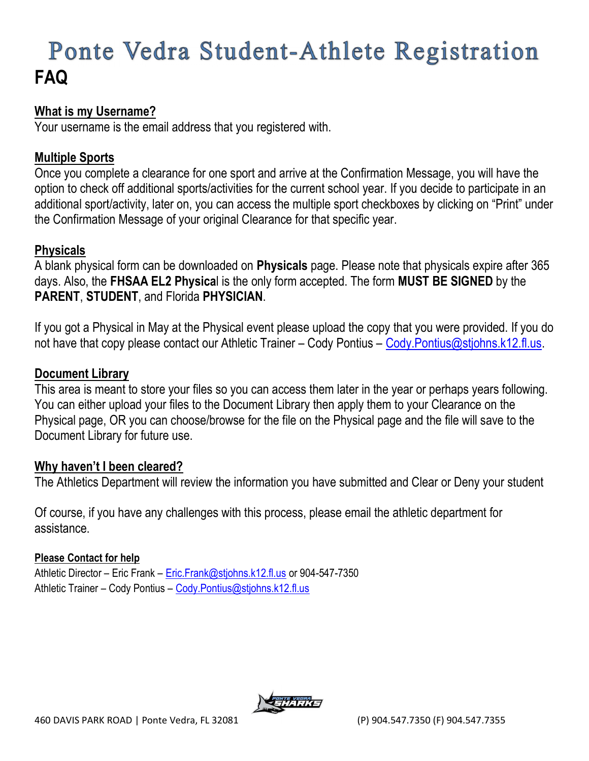# Ponte Vedra Student-Athlete Registration

## FAQ

### What is my Username?

Your username is the email address that you registered with.

### Multiple Sports

Once you complete a clearance for one sport and arrive at the Confirmation Message, you will have the option to check off additional sports/activities for the current school year. If you decide to participate in an additional sport/activity, later on, you can access the multiple sport checkboxes by clicking on "Print" under the Confirmation Message of your original Clearance for that specific year.

### Physicals

A blank physical form can be downloaded on **Physicals** page. Please note that physicals expire after 365 days. Also, the **FHSAA EL2 Physical** is the only form accepted. The form **MUST BE SIGNED** by the **PARENT**, **STUDENT**, and Florida **PHYSICIAN**.

If you got a Physical in May at the Physical event please upload the copy that you were provided. If you do not have that copy please contact our Athletic Trainer – Cody Pontius – Cody.Pontius@stjohns.k12.fl.us.

### Document Library

This area is meant to store your files so you can access them later in the year or perhaps years following. You can either upload your files to the Document Library then apply them to your Clearance on the Physical page, OR you can choose/browse for the file on the Physical page and the file will save to the Document Library for future use.

### Why haven't I been cleared?

The Athletics Department will review the information you have submitted and Clear or Deny your student

Of course, if you have any challenges with this process, please email the athletic department for assistance.

#### Please Contact for help

Athletic Director – Eric Frank – Eric.Frank@stjohns.k12.fl.us or 904-547-7350
Athletic Trainer – Cody Pontius – Cody.Pontius@stjohns.k12.fl.us

460 DAVIS PARK ROAD | Ponte Vedra, FL 32081 (P) 904.547.7350 (F) 904.547.7355